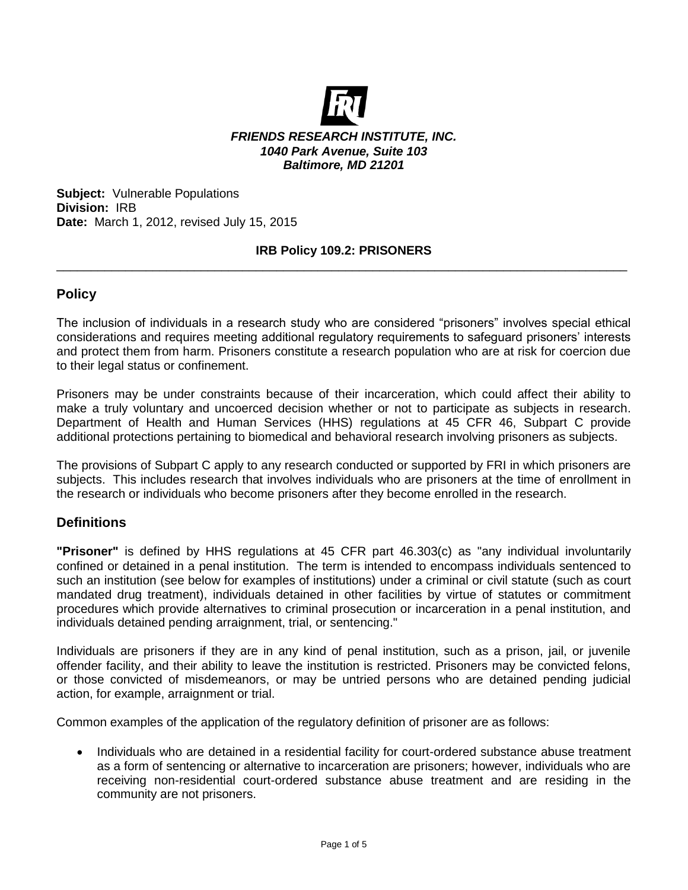***FRIENDS RESEARCH INSTITUTE, INC.***
***1040 Park Avenue, Suite 103***
***Baltimore, MD 21201***

**Subject:** Vulnerable Populations
**Division:** IRB
**Date:** March 1, 2012, revised July 15, 2015

**IRB Policy 109.2: PRISONERS**

---

## Policy

The inclusion of individuals in a research study who are considered "prisoners" involves special ethical considerations and requires meeting additional regulatory requirements to safeguard prisoners' interests and protect them from harm. Prisoners constitute a research population who are at risk for coercion due to their legal status or confinement.

Prisoners may be under constraints because of their incarceration, which could affect their ability to make a truly voluntary and uncoerced decision whether or not to participate as subjects in research. Department of Health and Human Services (HHS) regulations at 45 CFR 46, Subpart C provide additional protections pertaining to biomedical and behavioral research involving prisoners as subjects.

The provisions of Subpart C apply to any research conducted or supported by FRI in which prisoners are subjects. This includes research that involves individuals who are prisoners at the time of enrollment in the research or individuals who become prisoners after they become enrolled in the research.

## Definitions

**"Prisoner"** is defined by HHS regulations at 45 CFR part 46.303(c) as "any individual involuntarily confined or detained in a penal institution. The term is intended to encompass individuals sentenced to such an institution (see below for examples of institutions) under a criminal or civil statute (such as court mandated drug treatment), individuals detained in other facilities by virtue of statutes or commitment procedures which provide alternatives to criminal prosecution or incarceration in a penal institution, and individuals detained pending arraignment, trial, or sentencing."

Individuals are prisoners if they are in any kind of penal institution, such as a prison, jail, or juvenile offender facility, and their ability to leave the institution is restricted. Prisoners may be convicted felons, or those convicted of misdemeanors, or may be untried persons who are detained pending judicial action, for example, arraignment or trial.

Common examples of the application of the regulatory definition of prisoner are as follows:

- Individuals who are detained in a residential facility for court-ordered substance abuse treatment as a form of sentencing or alternative to incarceration are prisoners; however, individuals who are receiving non-residential court-ordered substance abuse treatment and are residing in the community are not prisoners.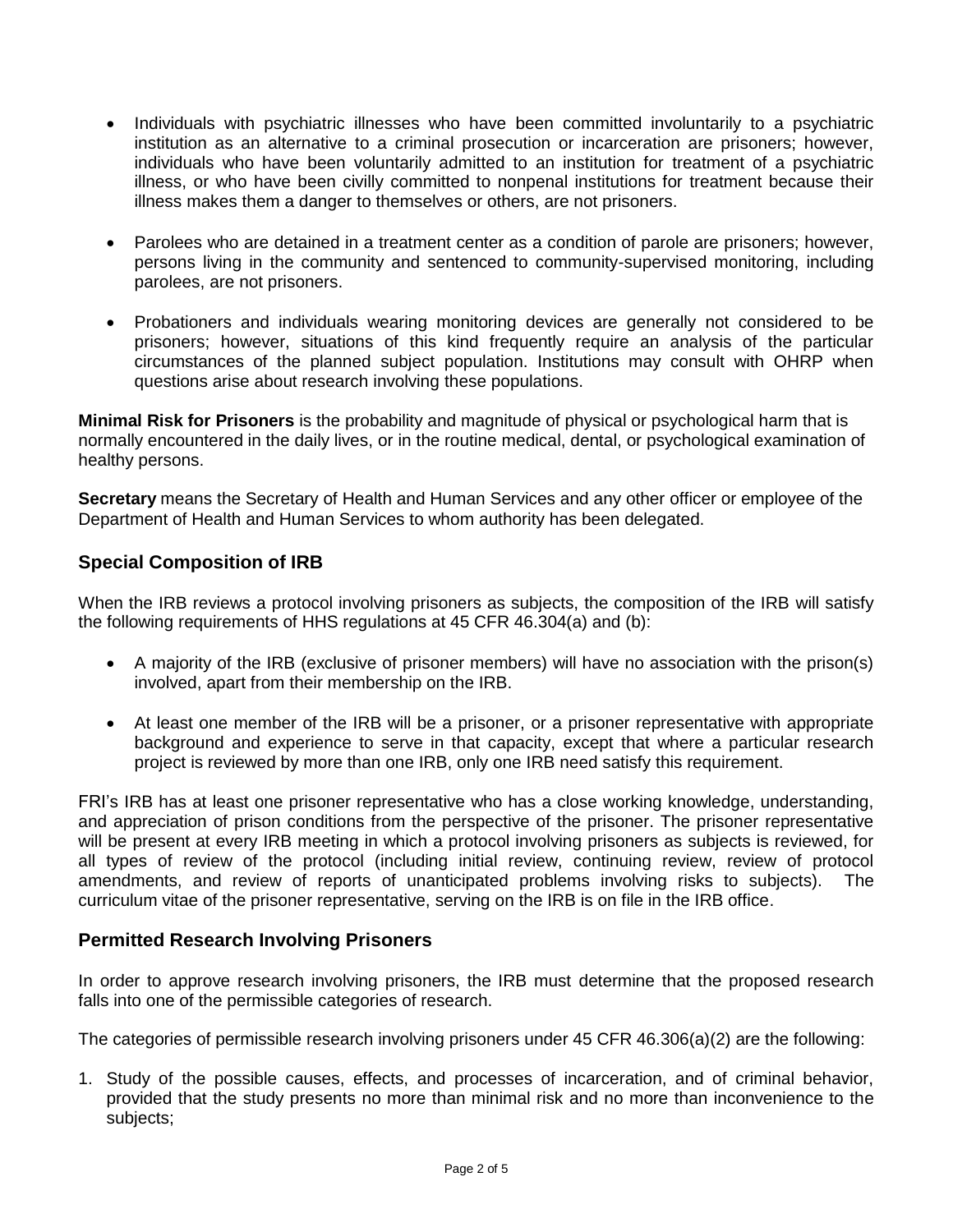- Individuals with psychiatric illnesses who have been committed involuntarily to a psychiatric institution as an alternative to a criminal prosecution or incarceration are prisoners; however, individuals who have been voluntarily admitted to an institution for treatment of a psychiatric illness, or who have been civilly committed to nonpenal institutions for treatment because their illness makes them a danger to themselves or others, are not prisoners.

- Parolees who are detained in a treatment center as a condition of parole are prisoners; however, persons living in the community and sentenced to community-supervised monitoring, including parolees, are not prisoners.

- Probationers and individuals wearing monitoring devices are generally not considered to be prisoners; however, situations of this kind frequently require an analysis of the particular circumstances of the planned subject population. Institutions may consult with OHRP when questions arise about research involving these populations.

**Minimal Risk for Prisoners** is the probability and magnitude of physical or psychological harm that is normally encountered in the daily lives, or in the routine medical, dental, or psychological examination of healthy persons.

**Secretary** means the Secretary of Health and Human Services and any other officer or employee of the Department of Health and Human Services to whom authority has been delegated.

## Special Composition of IRB

When the IRB reviews a protocol involving prisoners as subjects, the composition of the IRB will satisfy the following requirements of HHS regulations at 45 CFR 46.304(a) and (b):

- A majority of the IRB (exclusive of prisoner members) will have no association with the prison(s) involved, apart from their membership on the IRB.

- At least one member of the IRB will be a prisoner, or a prisoner representative with appropriate background and experience to serve in that capacity, except that where a particular research project is reviewed by more than one IRB, only one IRB need satisfy this requirement.

FRI's IRB has at least one prisoner representative who has a close working knowledge, understanding, and appreciation of prison conditions from the perspective of the prisoner. The prisoner representative will be present at every IRB meeting in which a protocol involving prisoners as subjects is reviewed, for all types of review of the protocol (including initial review, continuing review, review of protocol amendments, and review of reports of unanticipated problems involving risks to subjects). The curriculum vitae of the prisoner representative, serving on the IRB is on file in the IRB office.

## Permitted Research Involving Prisoners

In order to approve research involving prisoners, the IRB must determine that the proposed research falls into one of the permissible categories of research.

The categories of permissible research involving prisoners under 45 CFR 46.306(a)(2) are the following:

1. Study of the possible causes, effects, and processes of incarceration, and of criminal behavior, provided that the study presents no more than minimal risk and no more than inconvenience to the subjects;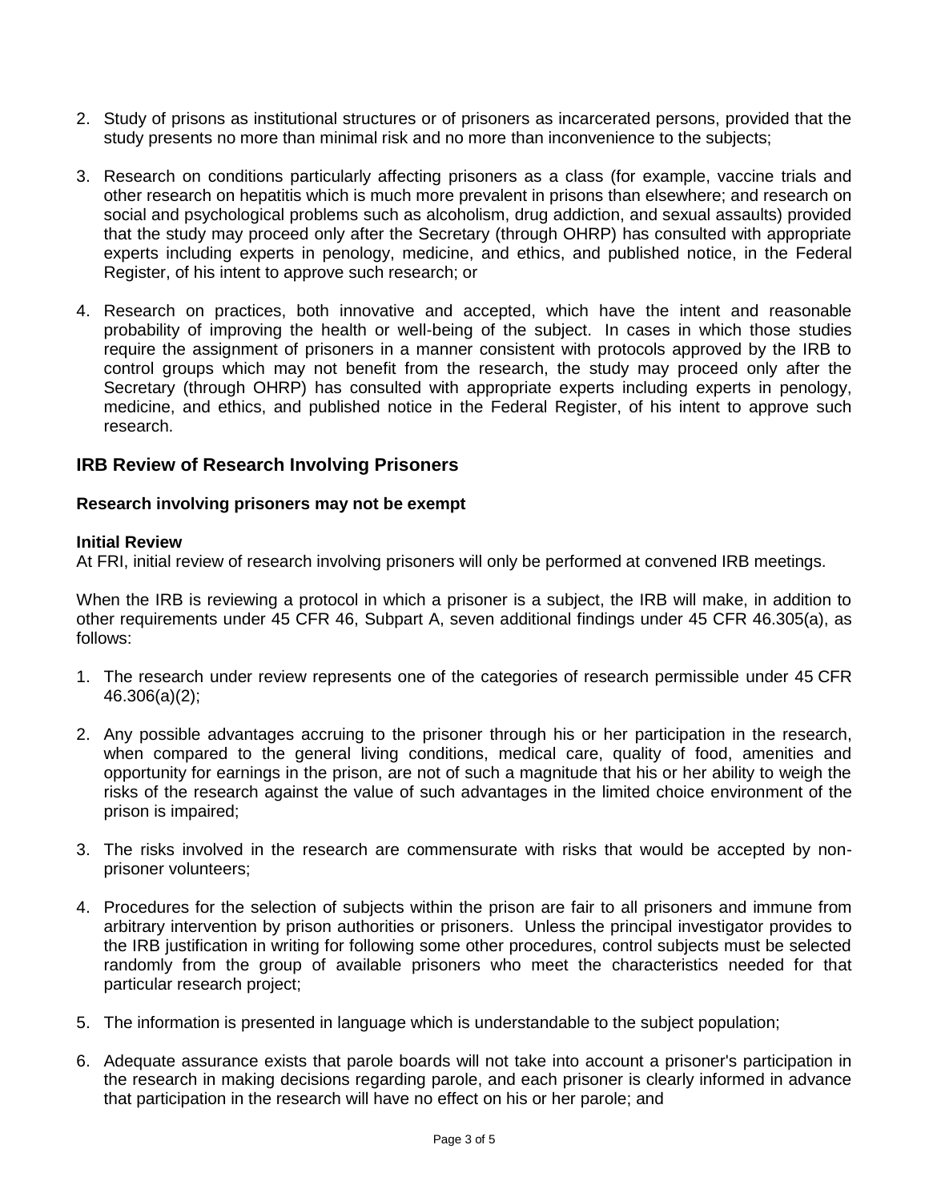2. Study of prisons as institutional structures or of prisoners as incarcerated persons, provided that the study presents no more than minimal risk and no more than inconvenience to the subjects;

3. Research on conditions particularly affecting prisoners as a class (for example, vaccine trials and other research on hepatitis which is much more prevalent in prisons than elsewhere; and research on social and psychological problems such as alcoholism, drug addiction, and sexual assaults) provided that the study may proceed only after the Secretary (through OHRP) has consulted with appropriate experts including experts in penology, medicine, and ethics, and published notice, in the Federal Register, of his intent to approve such research; or

4. Research on practices, both innovative and accepted, which have the intent and reasonable probability of improving the health or well-being of the subject. In cases in which those studies require the assignment of prisoners in a manner consistent with protocols approved by the IRB to control groups which may not benefit from the research, the study may proceed only after the Secretary (through OHRP) has consulted with appropriate experts including experts in penology, medicine, and ethics, and published notice in the Federal Register, of his intent to approve such research.

## IRB Review of Research Involving Prisoners

**Research involving prisoners may not be exempt**

**Initial Review**
At FRI, initial review of research involving prisoners will only be performed at convened IRB meetings.

When the IRB is reviewing a protocol in which a prisoner is a subject, the IRB will make, in addition to other requirements under 45 CFR 46, Subpart A, seven additional findings under 45 CFR 46.305(a), as follows:

1. The research under review represents one of the categories of research permissible under 45 CFR 46.306(a)(2);

2. Any possible advantages accruing to the prisoner through his or her participation in the research, when compared to the general living conditions, medical care, quality of food, amenities and opportunity for earnings in the prison, are not of such a magnitude that his or her ability to weigh the risks of the research against the value of such advantages in the limited choice environment of the prison is impaired;

3. The risks involved in the research are commensurate with risks that would be accepted by non-prisoner volunteers;

4. Procedures for the selection of subjects within the prison are fair to all prisoners and immune from arbitrary intervention by prison authorities or prisoners. Unless the principal investigator provides to the IRB justification in writing for following some other procedures, control subjects must be selected randomly from the group of available prisoners who meet the characteristics needed for that particular research project;

5. The information is presented in language which is understandable to the subject population;

6. Adequate assurance exists that parole boards will not take into account a prisoner's participation in the research in making decisions regarding parole, and each prisoner is clearly informed in advance that participation in the research will have no effect on his or her parole; and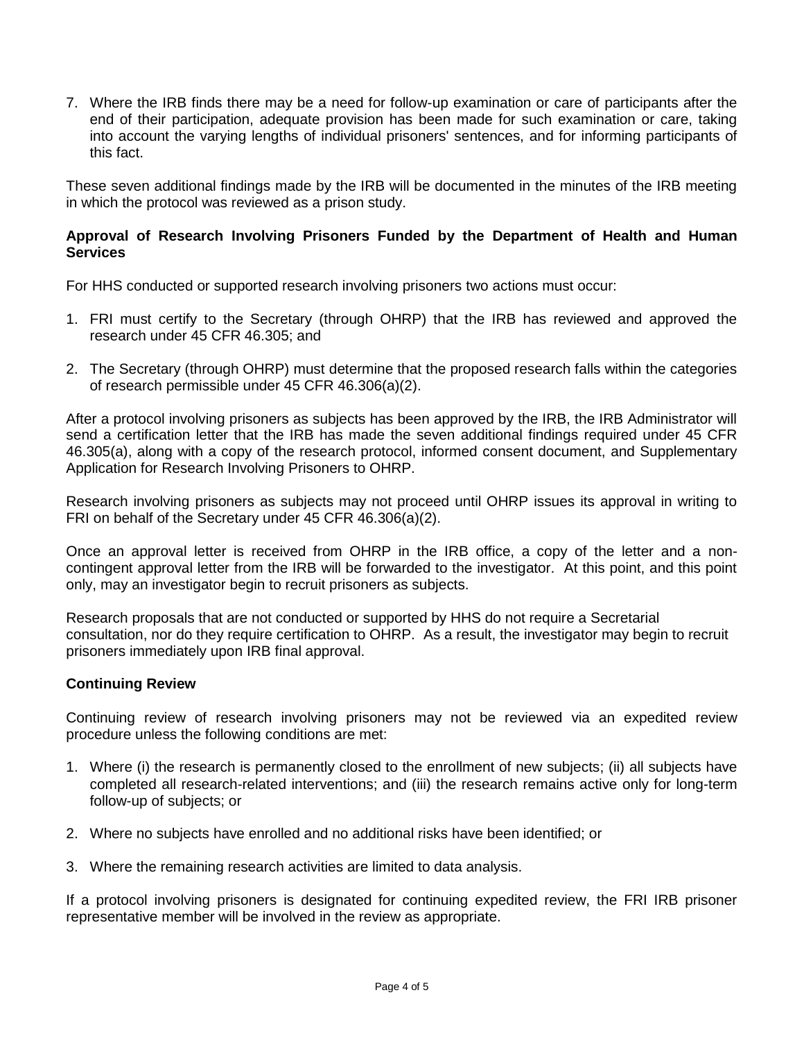7. Where the IRB finds there may be a need for follow-up examination or care of participants after the end of their participation, adequate provision has been made for such examination or care, taking into account the varying lengths of individual prisoners' sentences, and for informing participants of this fact.

These seven additional findings made by the IRB will be documented in the minutes of the IRB meeting in which the protocol was reviewed as a prison study.

**Approval of Research Involving Prisoners Funded by the Department of Health and Human Services**

For HHS conducted or supported research involving prisoners two actions must occur:

1. FRI must certify to the Secretary (through OHRP) that the IRB has reviewed and approved the research under 45 CFR 46.305; and

2. The Secretary (through OHRP) must determine that the proposed research falls within the categories of research permissible under 45 CFR 46.306(a)(2).

After a protocol involving prisoners as subjects has been approved by the IRB, the IRB Administrator will send a certification letter that the IRB has made the seven additional findings required under 45 CFR 46.305(a), along with a copy of the research protocol, informed consent document, and Supplementary Application for Research Involving Prisoners to OHRP.

Research involving prisoners as subjects may not proceed until OHRP issues its approval in writing to FRI on behalf of the Secretary under 45 CFR 46.306(a)(2).

Once an approval letter is received from OHRP in the IRB office, a copy of the letter and a non-contingent approval letter from the IRB will be forwarded to the investigator. At this point, and this point only, may an investigator begin to recruit prisoners as subjects.

Research proposals that are not conducted or supported by HHS do not require a Secretarial consultation, nor do they require certification to OHRP. As a result, the investigator may begin to recruit prisoners immediately upon IRB final approval.

**Continuing Review**

Continuing review of research involving prisoners may not be reviewed via an expedited review procedure unless the following conditions are met:

1. Where (i) the research is permanently closed to the enrollment of new subjects; (ii) all subjects have completed all research-related interventions; and (iii) the research remains active only for long-term follow-up of subjects; or

2. Where no subjects have enrolled and no additional risks have been identified; or

3. Where the remaining research activities are limited to data analysis.

If a protocol involving prisoners is designated for continuing expedited review, the FRI IRB prisoner representative member will be involved in the review as appropriate.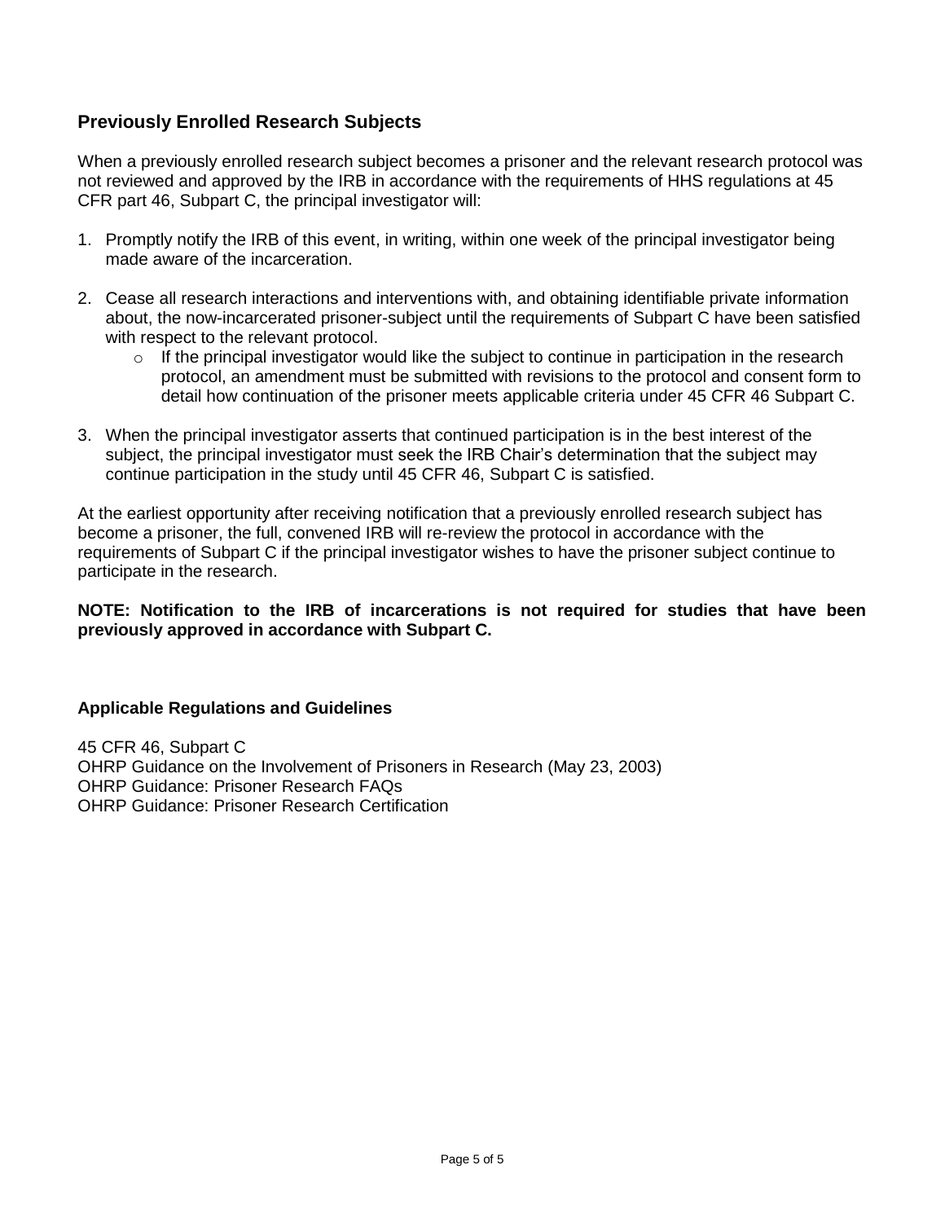## Previously Enrolled Research Subjects

When a previously enrolled research subject becomes a prisoner and the relevant research protocol was not reviewed and approved by the IRB in accordance with the requirements of HHS regulations at 45 CFR part 46, Subpart C, the principal investigator will:

1. Promptly notify the IRB of this event, in writing, within one week of the principal investigator being made aware of the incarceration.

2. Cease all research interactions and interventions with, and obtaining identifiable private information about, the now-incarcerated prisoner-subject until the requirements of Subpart C have been satisfied with respect to the relevant protocol.
   - If the principal investigator would like the subject to continue in participation in the research protocol, an amendment must be submitted with revisions to the protocol and consent form to detail how continuation of the prisoner meets applicable criteria under 45 CFR 46 Subpart C.

3. When the principal investigator asserts that continued participation is in the best interest of the subject, the principal investigator must seek the IRB Chair's determination that the subject may continue participation in the study until 45 CFR 46, Subpart C is satisfied.

At the earliest opportunity after receiving notification that a previously enrolled research subject has become a prisoner, the full, convened IRB will re-review the protocol in accordance with the requirements of Subpart C if the principal investigator wishes to have the prisoner subject continue to participate in the research.

**NOTE: Notification to the IRB of incarcerations is not required for studies that have been previously approved in accordance with Subpart C.**

### Applicable Regulations and Guidelines

45 CFR 46, Subpart C
OHRP Guidance on the Involvement of Prisoners in Research (May 23, 2003)
OHRP Guidance: Prisoner Research FAQs
OHRP Guidance: Prisoner Research Certification